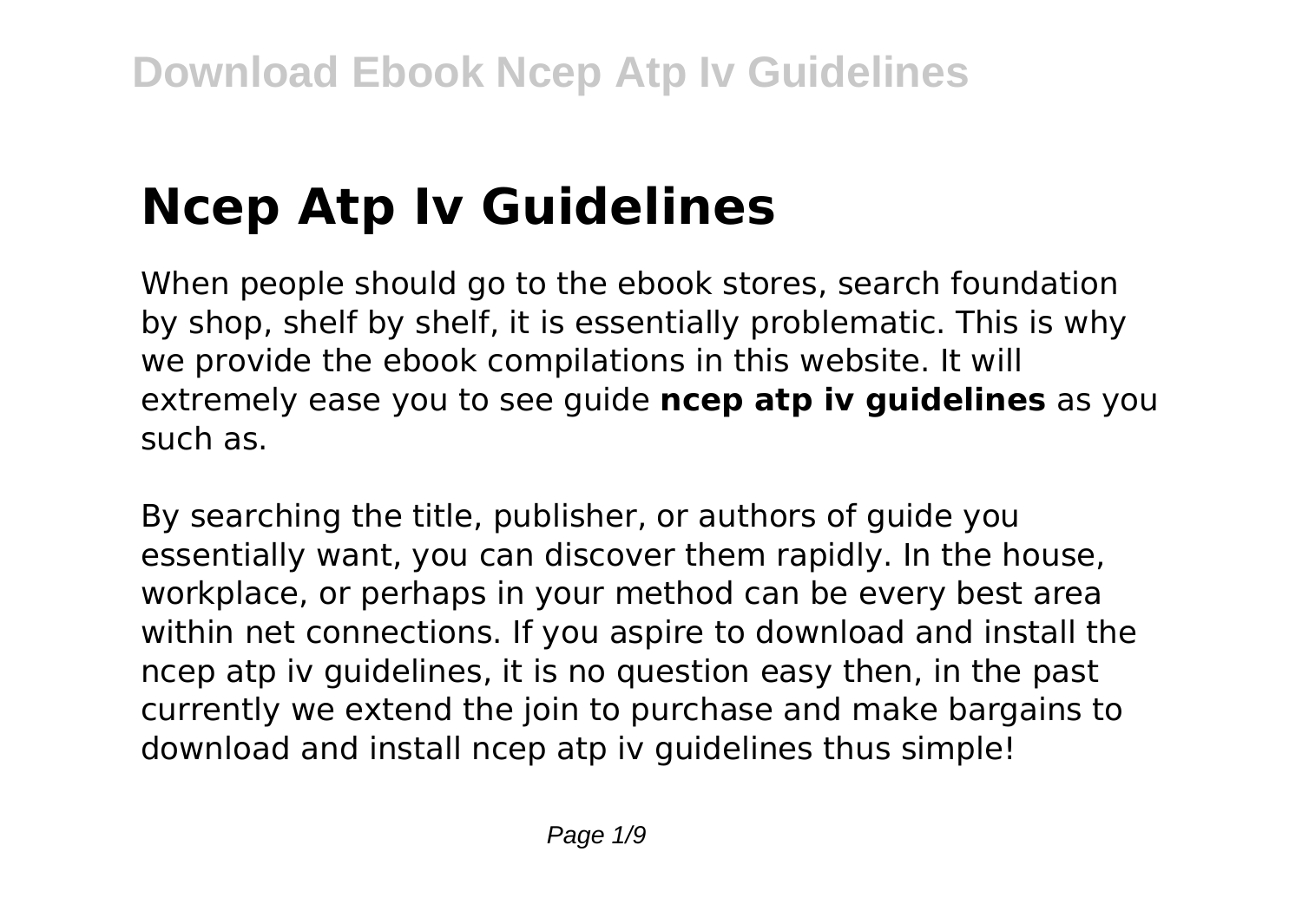# Ncep Atp Iv Guidelines

When people should go to the ebook stores, search foundation by shop, shelf by shelf, it is essentially problematic. This is why we provide the ebook compilations in this website. It will extremely ease you to see guide **ncep atp iv guidelines** as you such as.

By searching the title, publisher, or authors of guide you essentially want, you can discover them rapidly. In the house, workplace, or perhaps in your method can be every best area within net connections. If you aspire to download and install the ncep atp iv guidelines, it is no question easy then, in the past currently we extend the join to purchase and make bargains to download and install ncep atp iv guidelines thus simple!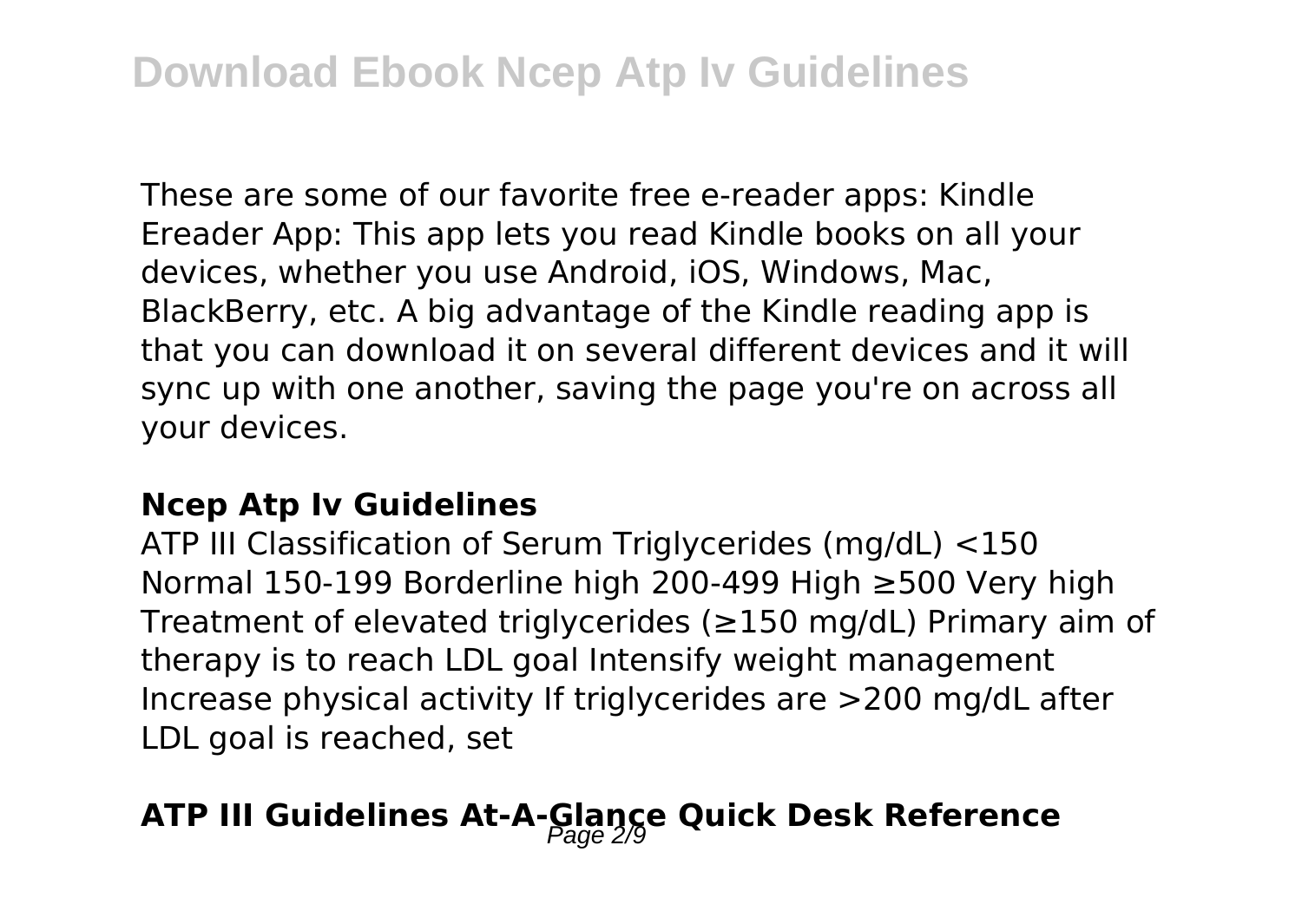These are some of our favorite free e-reader apps: Kindle Ereader App: This app lets you read Kindle books on all your devices, whether you use Android, iOS, Windows, Mac, BlackBerry, etc. A big advantage of the Kindle reading app is that you can download it on several different devices and it will sync up with one another, saving the page you're on across all your devices.

### Ncep Atp Iv Guidelines

ATP III Classification of Serum Triglycerides (mg/dL) <150 Normal 150-199 Borderline high 200-499 High ≥500 Very high Treatment of elevated triglycerides (≥150 mg/dL) Primary aim of therapy is to reach LDL goal Intensify weight management Increase physical activity If triglycerides are >200 mg/dL after LDL goal is reached, set

## ATP III Guidelines At-A-Glance Quick Desk Reference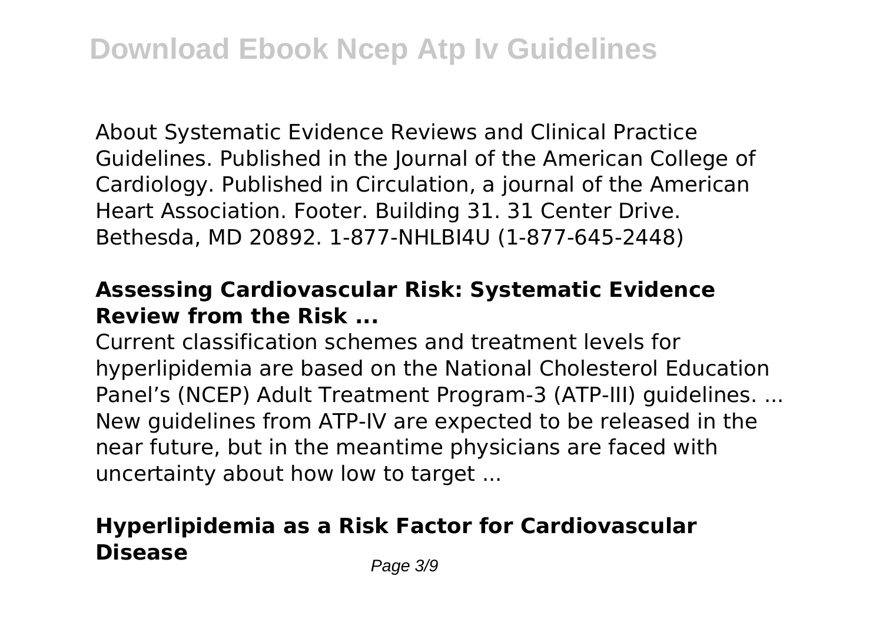About Systematic Evidence Reviews and Clinical Practice Guidelines. Published in the Journal of the American College of Cardiology. Published in Circulation, a journal of the American Heart Association. Footer. Building 31. 31 Center Drive. Bethesda, MD 20892. 1-877-NHLBI4U (1-877-645-2448)

## Assessing Cardiovascular Risk: Systematic Evidence Review from the Risk ...

Current classification schemes and treatment levels for hyperlipidemia are based on the National Cholesterol Education Panel's (NCEP) Adult Treatment Program-3 (ATP-III) guidelines. ... New guidelines from ATP-IV are expected to be released in the near future, but in the meantime physicians are faced with uncertainty about how low to target ...

## Hyperlipidemia as a Risk Factor for Cardiovascular Disease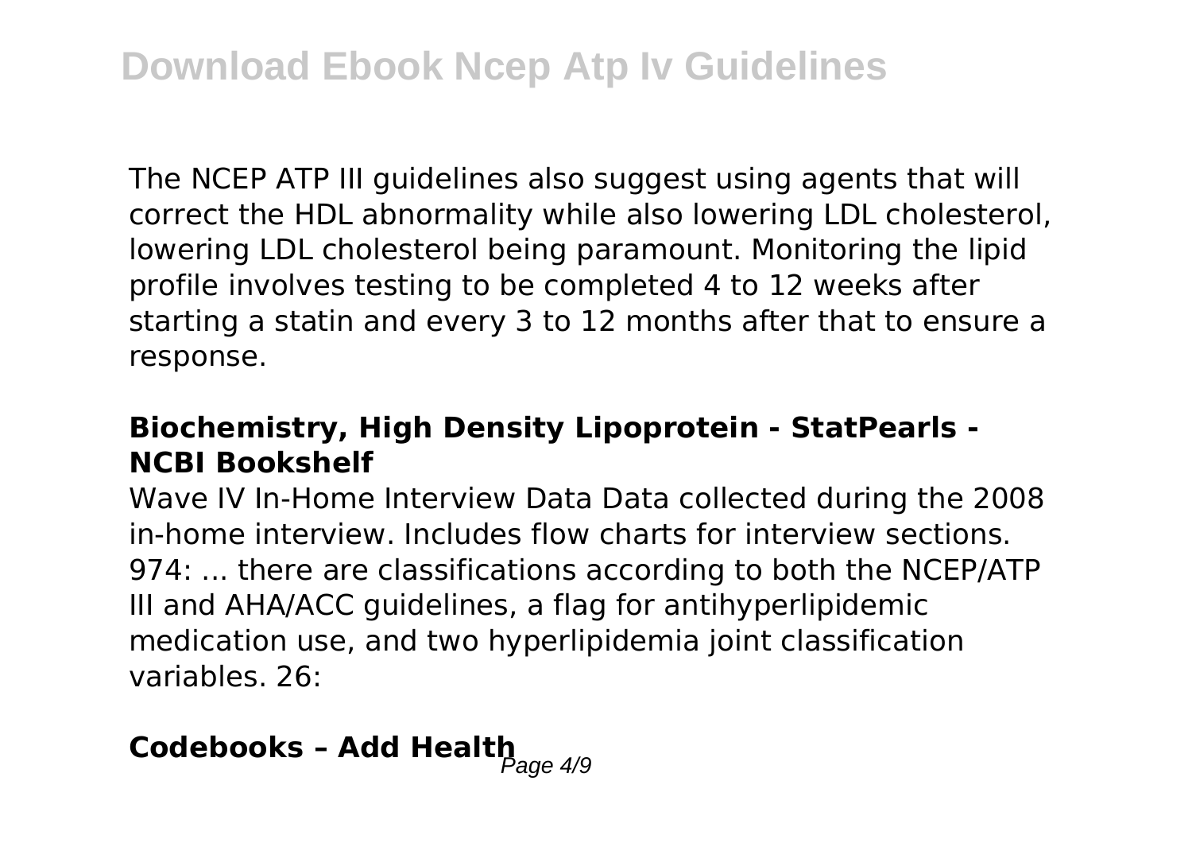The NCEP ATP III guidelines also suggest using agents that will correct the HDL abnormality while also lowering LDL cholesterol, lowering LDL cholesterol being paramount. Monitoring the lipid profile involves testing to be completed 4 to 12 weeks after starting a statin and every 3 to 12 months after that to ensure a response.

### Biochemistry, High Density Lipoprotein - StatPearls - NCBI Bookshelf

Wave IV In-Home Interview Data Data collected during the 2008 in-home interview. Includes flow charts for interview sections. 974: ... there are classifications according to both the NCEP/ATP III and AHA/ACC guidelines, a flag for antihyperlipidemic medication use, and two hyperlipidemia joint classification variables. 26:

## Codebooks – Add Health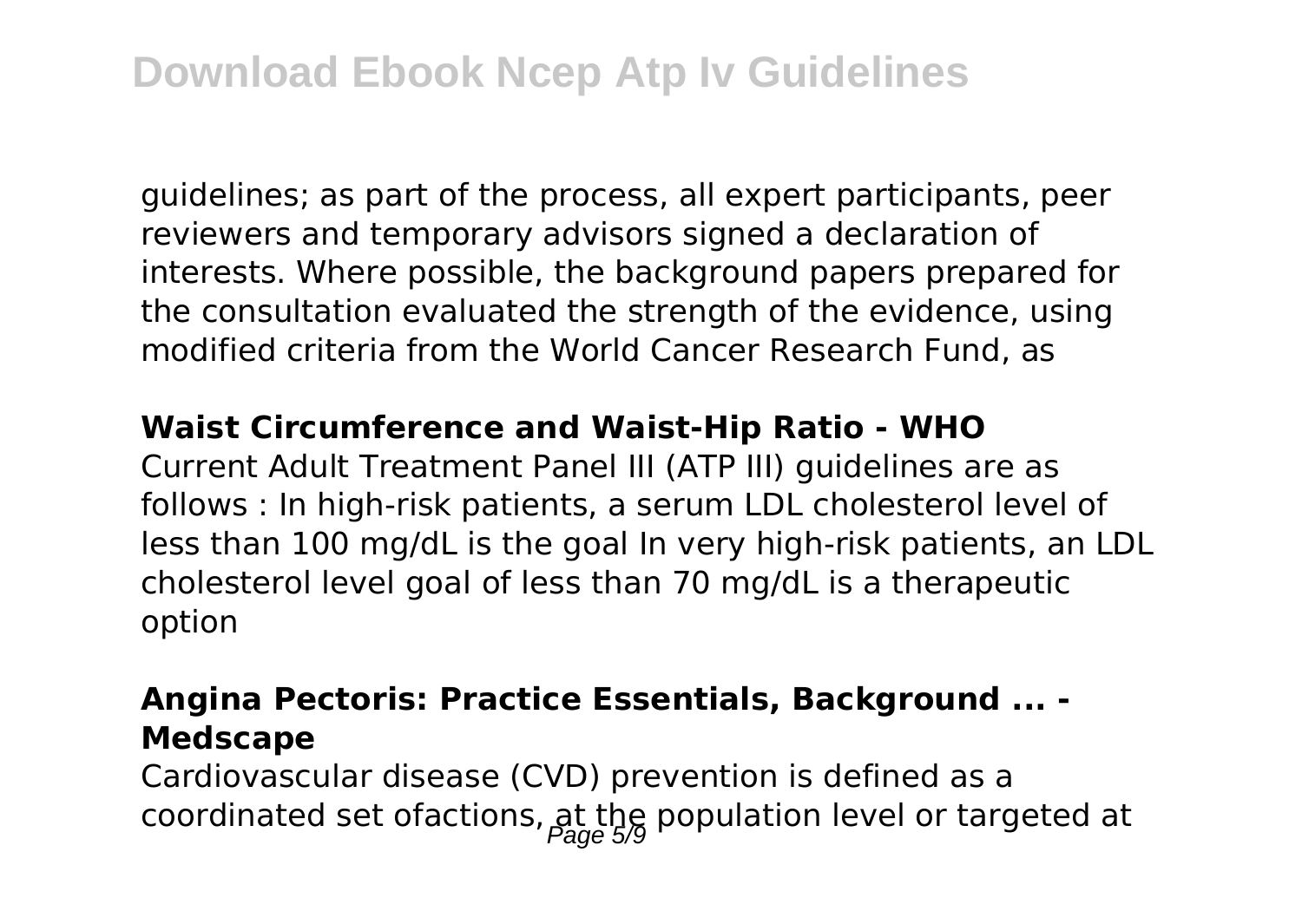guidelines; as part of the process, all expert participants, peer reviewers and temporary advisors signed a declaration of interests. Where possible, the background papers prepared for the consultation evaluated the strength of the evidence, using modified criteria from the World Cancer Research Fund, as

**Waist Circumference and Waist-Hip Ratio - WHO**

Current Adult Treatment Panel III (ATP III) guidelines are as follows : In high-risk patients, a serum LDL cholesterol level of less than 100 mg/dL is the goal In very high-risk patients, an LDL cholesterol level goal of less than 70 mg/dL is a therapeutic option

**Angina Pectoris: Practice Essentials, Background ... - Medscape**

Cardiovascular disease (CVD) prevention is defined as a coordinated set ofactions, at the population level or targeted at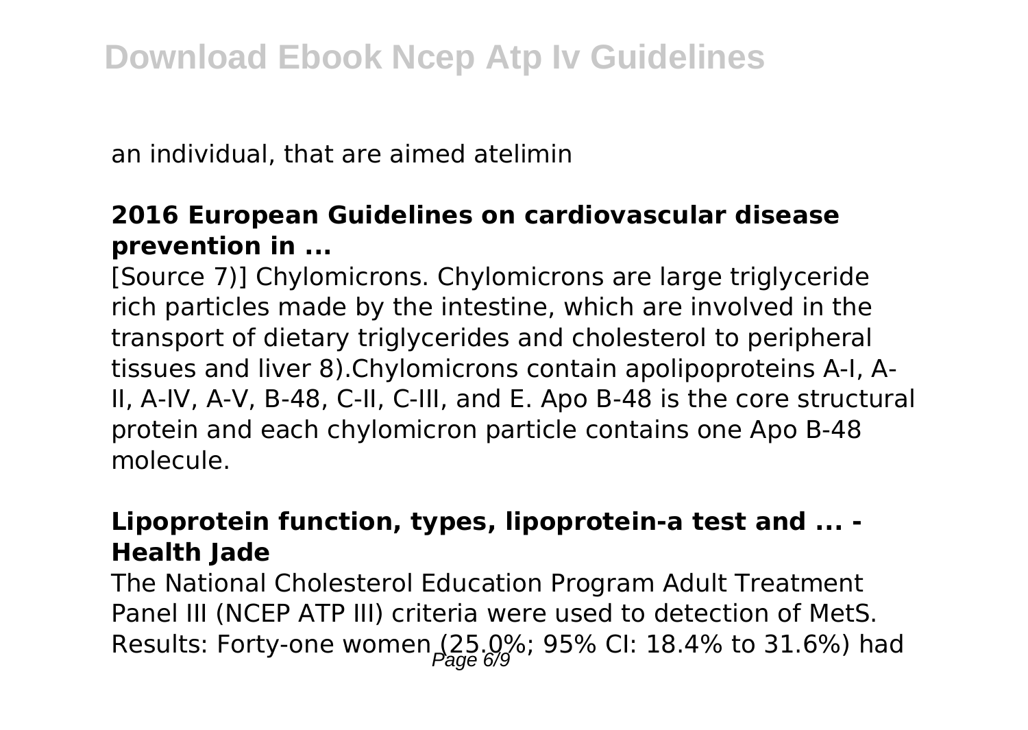an individual, that are aimed atelimin

### 2016 European Guidelines on cardiovascular disease prevention in ...

[Source 7)] Chylomicrons. Chylomicrons are large triglyceride rich particles made by the intestine, which are involved in the transport of dietary triglycerides and cholesterol to peripheral tissues and liver 8).Chylomicrons contain apolipoproteins A-I, A-II, A-IV, A-V, B-48, C-II, C-III, and E. Apo B-48 is the core structural protein and each chylomicron particle contains one Apo B-48 molecule.

### Lipoprotein function, types, lipoprotein-a test and ... - Health Jade

The National Cholesterol Education Program Adult Treatment Panel III (NCEP ATP III) criteria were used to detection of MetS. Results: Forty-one women (25.0%; 95% CI: 18.4% to 31.6%) had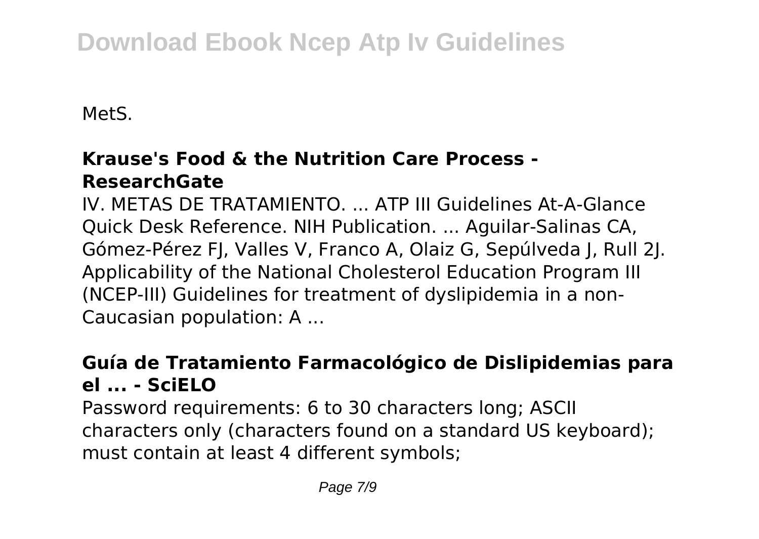MetS.

### Krause's Food & the Nutrition Care Process - ResearchGate

IV. METAS DE TRATAMIENTO. ... ATP III Guidelines At-A-Glance Quick Desk Reference. NIH Publication. ... Aguilar-Salinas CA, Gómez-Pérez FJ, Valles V, Franco A, Olaiz G, Sepúlveda J, Rull 2J. Applicability of the National Cholesterol Education Program III (NCEP-III) Guidelines for treatment of dyslipidemia in a non-Caucasian population: A ...

### Guía de Tratamiento Farmacológico de Dislipidemias para el ... - SciELO

Password requirements: 6 to 30 characters long; ASCII characters only (characters found on a standard US keyboard); must contain at least 4 different symbols;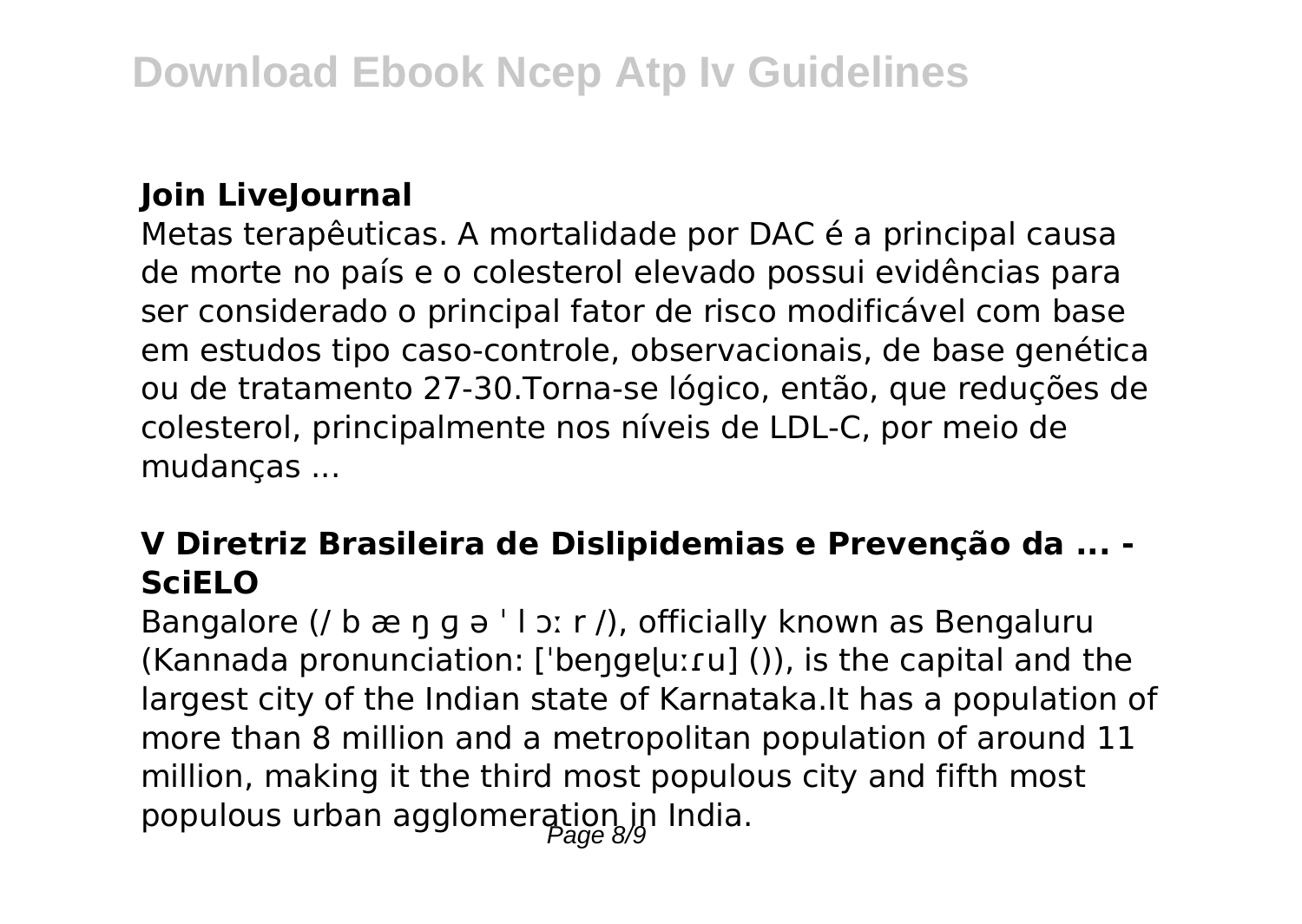### Join LiveJournal

Metas terapêuticas. A mortalidade por DAC é a principal causa de morte no país e o colesterol elevado possui evidências para ser considerado o principal fator de risco modificável com base em estudos tipo caso-controle, observacionais, de base genética ou de tratamento 27-30.Torna-se lógico, então, que reduções de colesterol, principalmente nos níveis de LDL-C, por meio de mudanças ...

### V Diretriz Brasileira de Dislipidemias e Prevenção da ... - SciELO

Bangalore (/ b æ ŋ ɡ ə ˈ l ɔː r /), officially known as Bengaluru (Kannada pronunciation: [ˈbeŋɡɐɭuːɾu] ()), is the capital and the largest city of the Indian state of Karnataka.It has a population of more than 8 million and a metropolitan population of around 11 million, making it the third most populous city and fifth most populous urban agglomeration in India.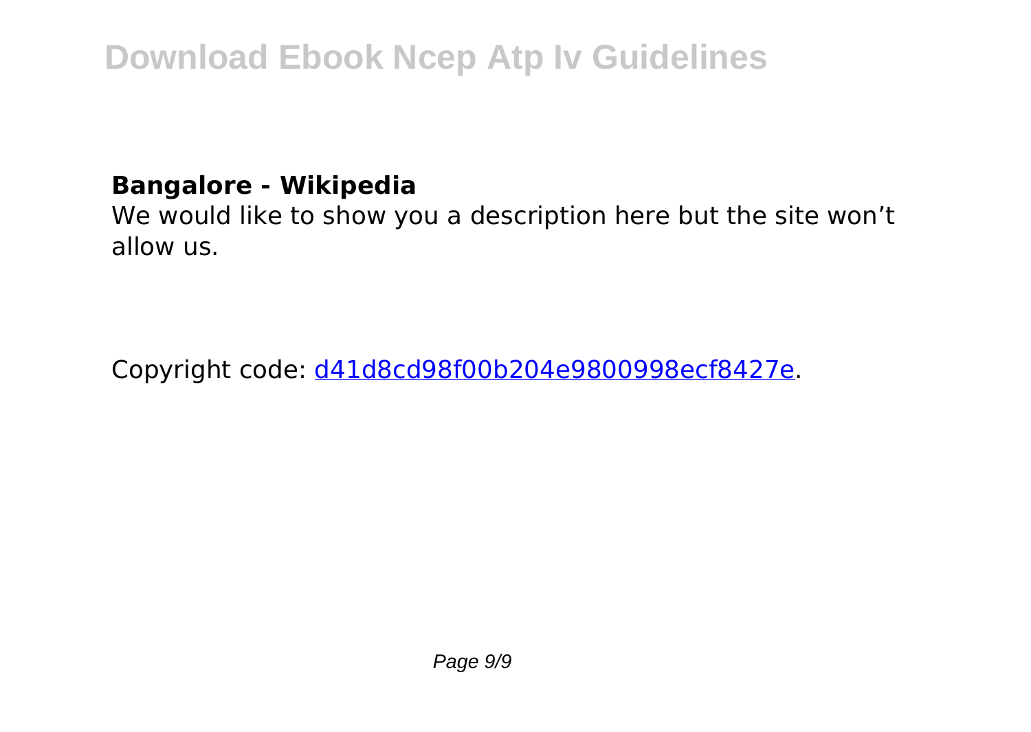**Bangalore - Wikipedia**

We would like to show you a description here but the site won't allow us.

Copyright code: d41d8cd98f00b204e9800998ecf8427e.